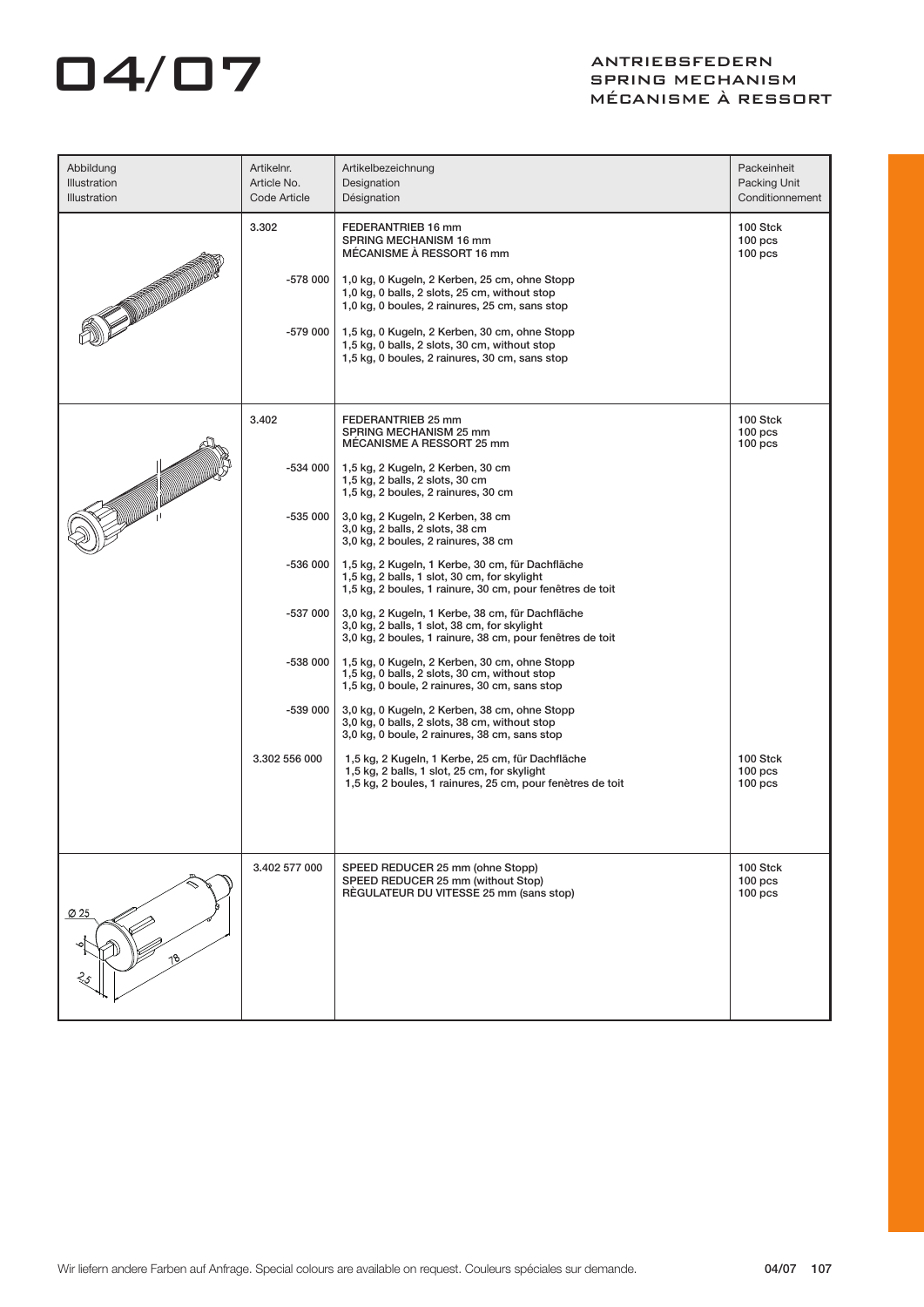# 04/07

## ANTRIEBSFEDERN
## SPRING MECHANISM
## MÉCANISME À RESSORT

| Abbildung<br>Illustration<br>Illustration | Artikelnr.<br>Article No.<br>Code Article | Artikelbezeichnung<br>Designation<br>Désignation | Packeinheit<br>Packing Unit<br>Conditionnement |
|---|---|---|---|
| | 3.302 | FEDERANTRIEB 16 mm<br>SPRING MECHANISM 16 mm<br>MÉCANISME À RESSORT 16 mm | 100 Stck<br>100 pcs<br>100 pcs |
| | -578 000 | 1,0 kg, 0 Kugeln, 2 Kerben, 25 cm, ohne Stopp<br>1,0 kg, 0 balls, 2 slots, 25 cm, without stop<br>1,0 kg, 0 boules, 2 rainures, 25 cm, sans stop | |
| | -579 000 | 1,5 kg, 0 Kugeln, 2 Kerben, 30 cm, ohne Stopp<br>1,5 kg, 0 balls, 2 slots, 30 cm, without stop<br>1,5 kg, 0 boules, 2 rainures, 30 cm, sans stop | |
| | 3.402 | FEDERANTRIEB 25 mm<br>SPRING MECHANISM 25 mm<br>MÉCANISME A RESSORT 25 mm | 100 Stck<br>100 pcs<br>100 pcs |
| | -534 000 | 1,5 kg, 2 Kugeln, 2 Kerben, 30 cm<br>1,5 kg, 2 balls, 2 slots, 30 cm<br>1,5 kg, 2 boules, 2 rainures, 30 cm | |
| | -535 000 | 3,0 kg, 2 Kugeln, 2 Kerben, 38 cm<br>3,0 kg, 2 balls, 2 slots, 38 cm<br>3,0 kg, 2 boules, 2 rainures, 38 cm | |
| | -536 000 | 1,5 kg, 2 Kugeln, 1 Kerbe, 30 cm, für Dachfläche<br>1,5 kg, 2 balls, 1 slot, 30 cm, for skylight<br>1,5 kg, 2 boules, 1 rainure, 30 cm, pour fenêtres de toit | |
| | -537 000 | 3,0 kg, 2 Kugeln, 1 Kerbe, 38 cm, für Dachfläche<br>3,0 kg, 2 balls, 1 slot, 38 cm, for skylight<br>3,0 kg, 2 boules, 1 rainure, 38 cm, pour fenêtres de toit | |
| | -538 000 | 1,5 kg, 0 Kugeln, 2 Kerben, 30 cm, ohne Stopp<br>1,5 kg, 0 balls, 2 slots, 30 cm, without stop<br>1,5 kg, 0 boule, 2 rainures, 30 cm, sans stop | |
| | -539 000 | 3,0 kg, 0 Kugeln, 2 Kerben, 38 cm, ohne Stopp<br>3,0 kg, 0 balls, 2 slots, 38 cm, without stop<br>3,0 kg, 0 boule, 2 rainures, 38 cm, sans stop | |
| | 3.302 556 000 | 1,5 kg, 2 Kugeln, 1 Kerbe, 25 cm, für Dachfläche<br>1,5 kg, 2 balls, 1 slot, 25 cm, for skylight<br>1,5 kg, 2 boules, 1 rainures, 25 cm, pour fenètres de toit | 100 Stck<br>100 pcs<br>100 pcs |
| Ø 25, 6, 2,5, 78 | 3.402 577 000 | SPEED REDUCER 25 mm (ohne Stopp)<br>SPEED REDUCER 25 mm (without Stop)<br>RÉGULATEUR DU VITESSE 25 mm (sans stop) | 100 Stck<br>100 pcs<br>100 pcs |

Wir liefern andere Farben auf Anfrage. Special colours are available on request. Couleurs spéciales sur demande.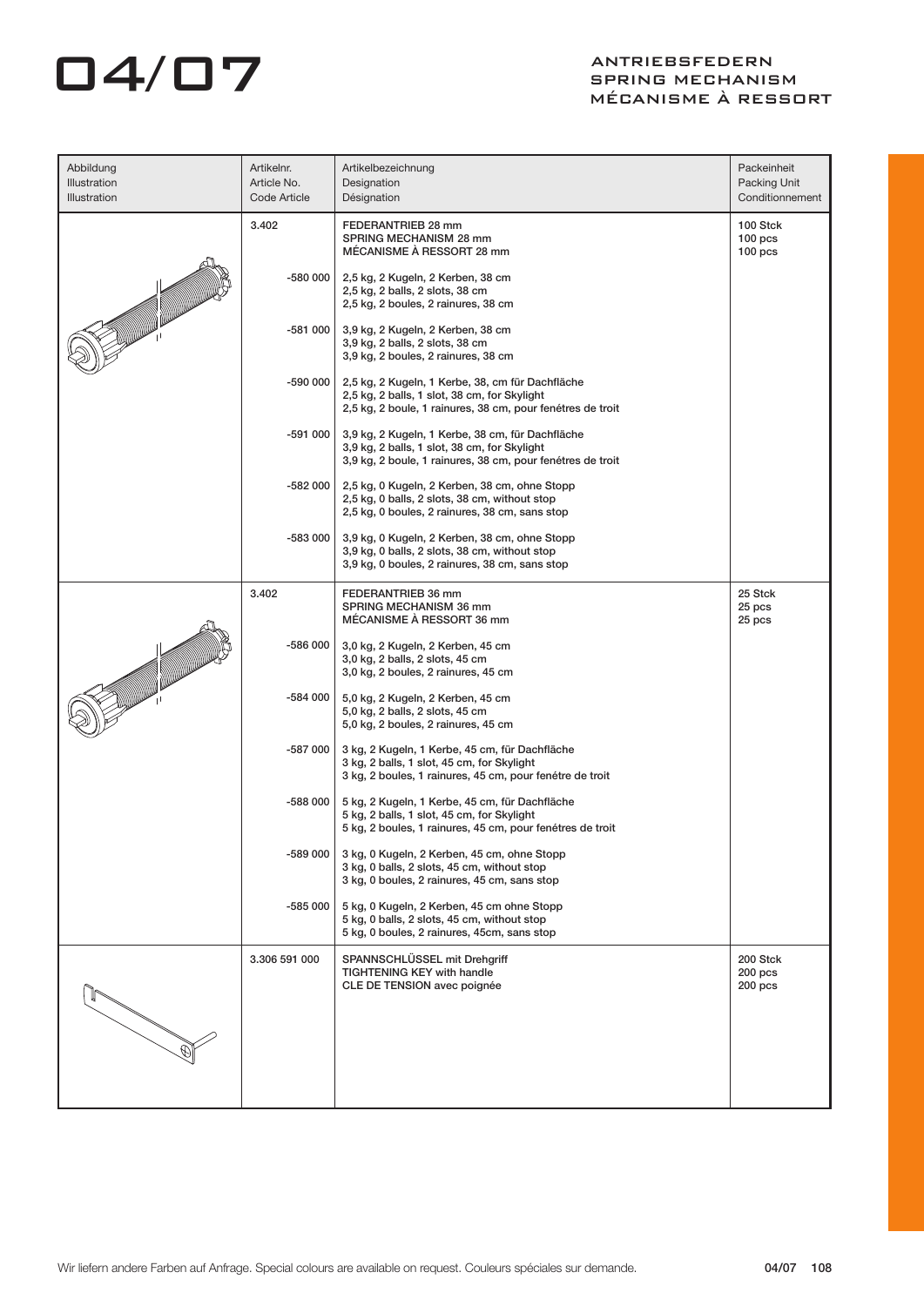# 04/07

## ANTRIEBSFEDERN
## SPRING MECHANISM
## MÉCANISME À RESSORT

| Abbildung<br>Illustration<br>Illustration | Artikelnr.<br>Article No.<br>Code Article | Artikelbezeichnung<br>Designation<br>Désignation | Packeinheit<br>Packing Unit<br>Conditionnement |
|---|---|---|---|
| | 3.402 | FEDERANTRIEB 28 mm<br>SPRING MECHANISM 28 mm<br>MÉCANISME À RESSORT 28 mm | 100 Stck<br>100 pcs<br>100 pcs |
| | -580 000 | 2,5 kg, 2 Kugeln, 2 Kerben, 38 cm<br>2,5 kg, 2 balls, 2 slots, 38 cm<br>2,5 kg, 2 boules, 2 rainures, 38 cm | |
| | -581 000 | 3,9 kg, 2 Kugeln, 2 Kerben, 38 cm<br>3,9 kg, 2 balls, 2 slots, 38 cm<br>3,9 kg, 2 boules, 2 rainures, 38 cm | |
| | -590 000 | 2,5 kg, 2 Kugeln, 1 Kerbe, 38, cm für Dachfläche<br>2,5 kg, 2 balls, 1 slot, 38 cm, for Skylight<br>2,5 kg, 2 boule, 1 rainures, 38 cm, pour fenétres de troit | |
| | -591 000 | 3,9 kg, 2 Kugeln, 1 Kerbe, 38 cm, für Dachfläche<br>3,9 kg, 2 balls, 1 slot, 38 cm, for Skylight<br>3,9 kg, 2 boule, 1 rainures, 38 cm, pour fenétres de troit | |
| | -582 000 | 2,5 kg, 0 Kugeln, 2 Kerben, 38 cm, ohne Stopp<br>2,5 kg, 0 balls, 2 slots, 38 cm, without stop<br>2,5 kg, 0 boules, 2 rainures, 38 cm, sans stop | |
| | -583 000 | 3,9 kg, 0 Kugeln, 2 Kerben, 38 cm, ohne Stopp<br>3,9 kg, 0 balls, 2 slots, 38 cm, without stop<br>3,9 kg, 0 boules, 2 rainures, 38 cm, sans stop | |
| | 3.402 | FEDERANTRIEB 36 mm<br>SPRING MECHANISM 36 mm<br>MÉCANISME À RESSORT 36 mm | 25 Stck<br>25 pcs<br>25 pcs |
| | -586 000 | 3,0 kg, 2 Kugeln, 2 Kerben, 45 cm<br>3,0 kg, 2 balls, 2 slots, 45 cm<br>3,0 kg, 2 boules, 2 rainures, 45 cm | |
| | -584 000 | 5,0 kg, 2 Kugeln, 2 Kerben, 45 cm<br>5,0 kg, 2 balls, 2 slots, 45 cm<br>5,0 kg, 2 boules, 2 rainures, 45 cm | |
| | -587 000 | 3 kg, 2 Kugeln, 1 Kerbe, 45 cm, für Dachfläche<br>3 kg, 2 balls, 1 slot, 45 cm, for Skylight<br>3 kg, 2 boules, 1 rainures, 45 cm, pour fenétre de troit | |
| | -588 000 | 5 kg, 2 Kugeln, 1 Kerbe, 45 cm, für Dachfläche<br>5 kg, 2 balls, 1 slot, 45 cm, for Skylight<br>5 kg, 2 boules, 1 rainures, 45 cm, pour fenétres de troit | |
| | -589 000 | 3 kg, 0 Kugeln, 2 Kerben, 45 cm, ohne Stopp<br>3 kg, 0 balls, 2 slots, 45 cm, without stop<br>3 kg, 0 boules, 2 rainures, 45 cm, sans stop | |
| | -585 000 | 5 kg, 0 Kugeln, 2 Kerben, 45 cm ohne Stopp<br>5 kg, 0 balls, 2 slots, 45 cm, without stop<br>5 kg, 0 boules, 2 rainures, 45cm, sans stop | |
| | 3.306 591 000 | SPANNSCHLÜSSEL mit Drehgriff<br>TIGHTENING KEY with handle<br>CLE DE TENSION avec poignée | 200 Stck<br>200 pcs<br>200 pcs |

Wir liefern andere Farben auf Anfrage. Special colours are available on request. Couleurs spéciales sur demande.